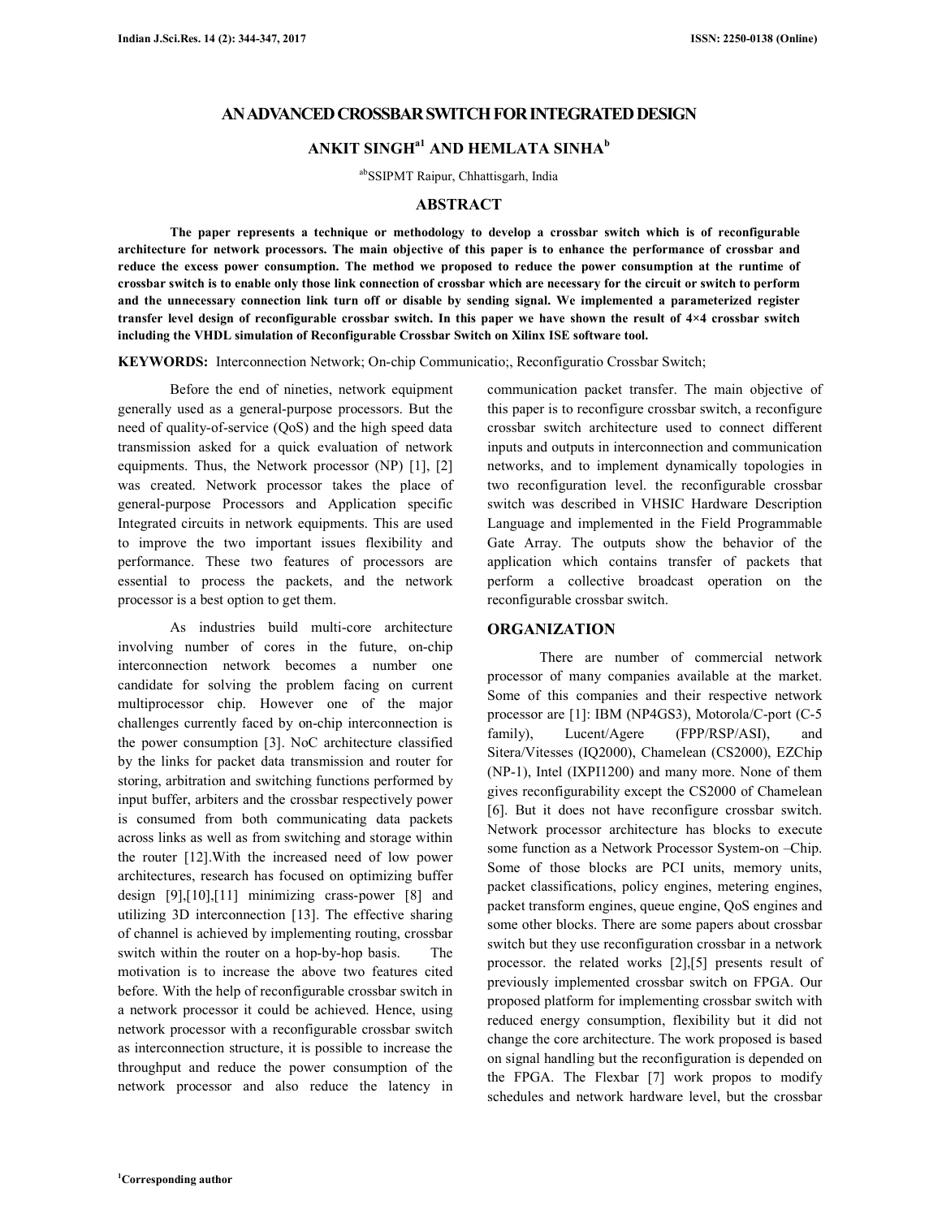# AN ADVANCED CROSSBAR SWITCH FOR INTEGRATED DESIGN

**ANKIT SINGH[a1] AND HEMLATA SINHA[b]**

[ab]SSIPMT Raipur, Chhattisgarh, India

## ABSTRACT

**The paper represents a technique or methodology to develop a crossbar switch which is of reconfigurable architecture for network processors. The main objective of this paper is to enhance the performance of crossbar and reduce the excess power consumption. The method we proposed to reduce the power consumption at the runtime of crossbar switch is to enable only those link connection of crossbar which are necessary for the circuit or switch to perform and the unnecessary connection link turn off or disable by sending signal. We implemented a parameterized register transfer level design of reconfigurable crossbar switch. In this paper we have shown the result of 4×4 crossbar switch including the VHDL simulation of Reconfigurable Crossbar Switch on Xilinx ISE software tool.**

**KEYWORDS:** Interconnection Network; On-chip Communicatio;, Reconfiguratio Crossbar Switch;

Before the end of nineties, network equipment generally used as a general-purpose processors. But the need of quality-of-service (QoS) and the high speed data transmission asked for a quick evaluation of network equipments. Thus, the Network processor (NP) [1], [2] was created. Network processor takes the place of general-purpose Processors and Application specific Integrated circuits in network equipments. This are used to improve the two important issues flexibility and performance. These two features of processors are essential to process the packets, and the network processor is a best option to get them.

As industries build multi-core architecture involving number of cores in the future, on-chip interconnection network becomes a number one candidate for solving the problem facing on current multiprocessor chip. However one of the major challenges currently faced by on-chip interconnection is the power consumption [3]. NoC architecture classified by the links for packet data transmission and router for storing, arbitration and switching functions performed by input buffer, arbiters and the crossbar respectively power is consumed from both communicating data packets across links as well as from switching and storage within the router [12].With the increased need of low power architectures, research has focused on optimizing buffer design [9],[10],[11] minimizing crass-power [8] and utilizing 3D interconnection [13]. The effective sharing of channel is achieved by implementing routing, crossbar switch within the router on a hop-by-hop basis. The motivation is to increase the above two features cited before. With the help of reconfigurable crossbar switch in a network processor it could be achieved. Hence, using network processor with a reconfigurable crossbar switch as interconnection structure, it is possible to increase the throughput and reduce the power consumption of the network processor and also reduce the latency in communication packet transfer. The main objective of this paper is to reconfigure crossbar switch, a reconfigure crossbar switch architecture used to connect different inputs and outputs in interconnection and communication networks, and to implement dynamically topologies in two reconfiguration level. the reconfigurable crossbar switch was described in VHSIC Hardware Description Language and implemented in the Field Programmable Gate Array. The outputs show the behavior of the application which contains transfer of packets that perform a collective broadcast operation on the reconfigurable crossbar switch.

## ORGANIZATION

There are number of commercial network processor of many companies available at the market. Some of this companies and their respective network processor are [1]: IBM (NP4GS3), Motorola/C-port (C-5 family), Lucent/Agere (FPP/RSP/ASI), and Sitera/Vitesses (IQ2000), Chamelean (CS2000), EZChip (NP-1), Intel (IXPI1200) and many more. None of them gives reconfigurability except the CS2000 of Chamelean [6]. But it does not have reconfigure crossbar switch. Network processor architecture has blocks to execute some function as a Network Processor System-on –Chip. Some of those blocks are PCI units, memory units, packet classifications, policy engines, metering engines, packet transform engines, queue engine, QoS engines and some other blocks. There are some papers about crossbar switch but they use reconfiguration crossbar in a network processor. the related works [2],[5] presents result of previously implemented crossbar switch on FPGA. Our proposed platform for implementing crossbar switch with reduced energy consumption, flexibility but it did not change the core architecture. The work proposed is based on signal handling but the reconfiguration is depended on the FPGA. The Flexbar [7] work propos to modify schedules and network hardware level, but the crossbar

[1]Corresponding author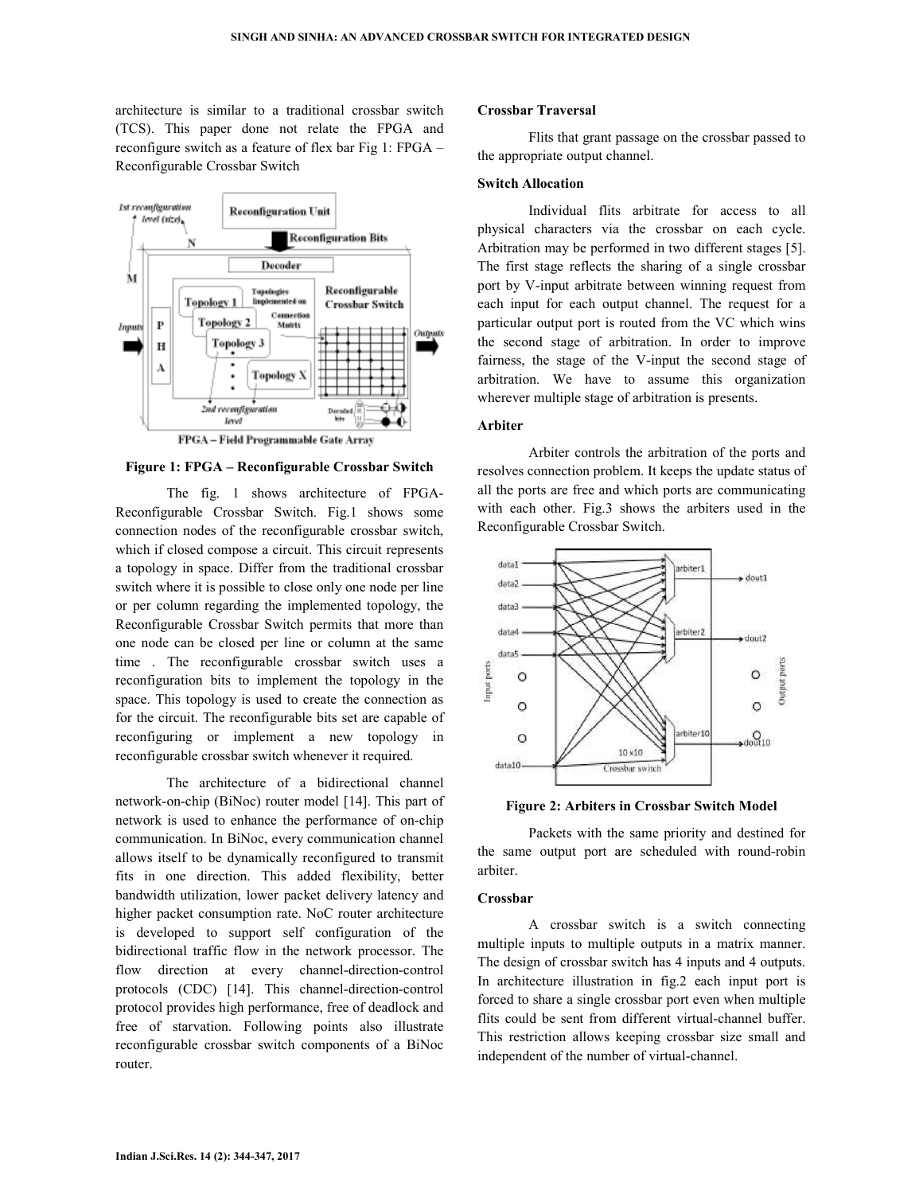architecture is similar to a traditional crossbar switch (TCS). This paper done not relate the FPGA and reconfigure switch as a feature of flex bar Fig 1: FPGA – Reconfigurable Crossbar Switch

**Figure 1: FPGA – Reconfigurable Crossbar Switch**

The fig. 1 shows architecture of FPGA-Reconfigurable Crossbar Switch. Fig.1 shows some connection nodes of the reconfigurable crossbar switch, which if closed compose a circuit. This circuit represents a topology in space. Differ from the traditional crossbar switch where it is possible to close only one node per line or per column regarding the implemented topology, the Reconfigurable Crossbar Switch permits that more than one node can be closed per line or column at the same time . The reconfigurable crossbar switch uses a reconfiguration bits to implement the topology in the space. This topology is used to create the connection as for the circuit. The reconfigurable bits set are capable of reconfiguring or implement a new topology in reconfigurable crossbar switch whenever it required.

The architecture of a bidirectional channel network-on-chip (BiNoc) router model [14]. This part of network is used to enhance the performance of on-chip communication. In BiNoc, every communication channel allows itself to be dynamically reconfigured to transmit fits in one direction. This added flexibility, better bandwidth utilization, lower packet delivery latency and higher packet consumption rate. NoC router architecture is developed to support self configuration of the bidirectional traffic flow in the network processor. The flow direction at every channel-direction-control protocols (CDC) [14]. This channel-direction-control protocol provides high performance, free of deadlock and free of starvation. Following points also illustrate reconfigurable crossbar switch components of a BiNoc router.

**Crossbar Traversal**

Flits that grant passage on the crossbar passed to the appropriate output channel.

**Switch Allocation**

Individual flits arbitrate for access to all physical characters via the crossbar on each cycle. Arbitration may be performed in two different stages [5]. The first stage reflects the sharing of a single crossbar port by V-input arbitrate between winning request from each input for each output channel. The request for a particular output port is routed from the VC which wins the second stage of arbitration. In order to improve fairness, the stage of the V-input the second stage of arbitration. We have to assume this organization wherever multiple stage of arbitration is presents.

**Arbiter**

Arbiter controls the arbitration of the ports and resolves connection problem. It keeps the update status of all the ports are free and which ports are communicating with each other. Fig.3 shows the arbiters used in the Reconfigurable Crossbar Switch.

**Figure 2: Arbiters in Crossbar Switch Model**

Packets with the same priority and destined for the same output port are scheduled with round-robin arbiter.

**Crossbar**

A crossbar switch is a switch connecting multiple inputs to multiple outputs in a matrix manner. The design of crossbar switch has 4 inputs and 4 outputs. In architecture illustration in fig.2 each input port is forced to share a single crossbar port even when multiple flits could be sent from different virtual-channel buffer. This restriction allows keeping crossbar size small and independent of the number of virtual-channel.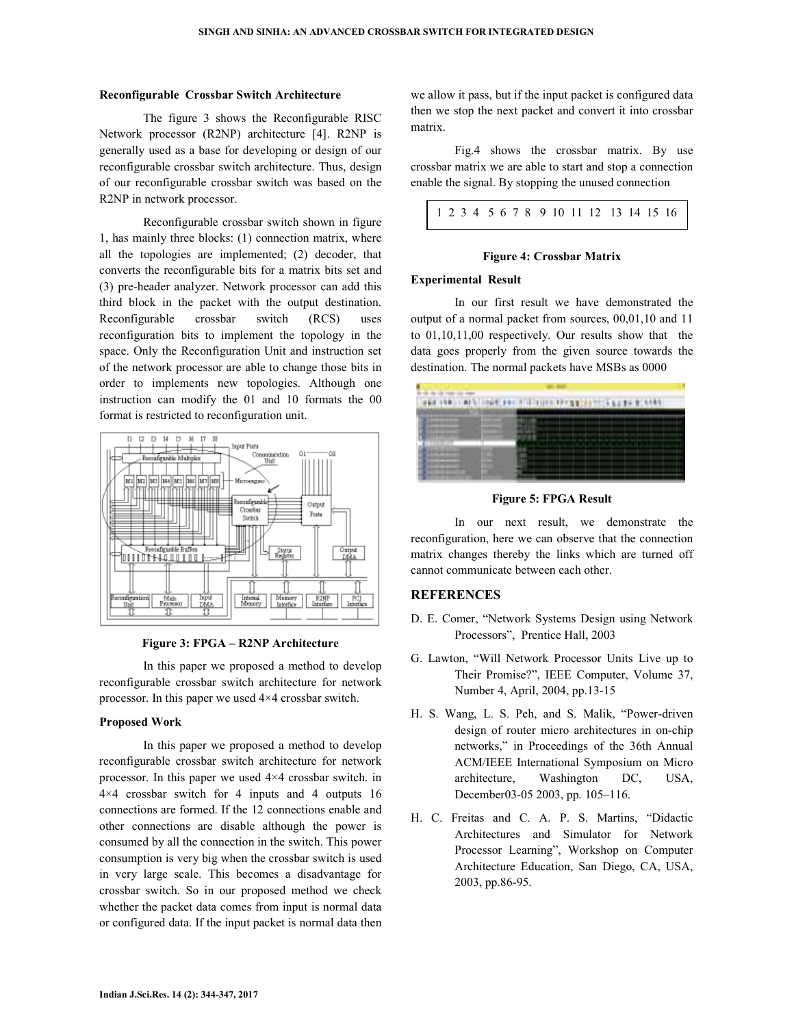### Reconfigurable Crossbar Switch Architecture

The figure 3 shows the Reconfigurable RISC Network processor (R2NP) architecture [4]. R2NP is generally used as a base for developing or design of our reconfigurable crossbar switch architecture. Thus, design of our reconfigurable crossbar switch was based on the R2NP in network processor.

Reconfigurable crossbar switch shown in figure 1, has mainly three blocks: (1) connection matrix, where all the topologies are implemented; (2) decoder, that converts the reconfigurable bits for a matrix bits set and (3) pre-header analyzer. Network processor can add this third block in the packet with the output destination. Reconfigurable crossbar switch (RCS) uses reconfiguration bits to implement the topology in the space. Only the Reconfiguration Unit and instruction set of the network processor are able to change those bits in order to implements new topologies. Although one instruction can modify the 01 and 10 formats the 00 format is restricted to reconfiguration unit.

**Figure 3: FPGA – R2NP Architecture**

In this paper we proposed a method to develop reconfigurable crossbar switch architecture for network processor. In this paper we used 4×4 crossbar switch.

### Proposed Work

In this paper we proposed a method to develop reconfigurable crossbar switch architecture for network processor. In this paper we used 4×4 crossbar switch. in 4×4 crossbar switch for 4 inputs and 4 outputs 16 connections are formed. If the 12 connections enable and other connections are disable although the power is consumed by all the connection in the switch. This power consumption is very big when the crossbar switch is used in very large scale. This becomes a disadvantage for crossbar switch. So in our proposed method we check whether the packet data comes from input is normal data or configured data. If the input packet is normal data then we allow it pass, but if the input packet is configured data then we stop the next packet and convert it into crossbar matrix.

Fig.4 shows the crossbar matrix. By use crossbar matrix we are able to start and stop a connection enable the signal. By stopping the unused connection

| 1 2 3 4 | 5 6 7 8 | 9 10 11 12 | 13 14 15 16 |
|---|---|---|---|

**Figure 4: Crossbar Matrix**

### Experimental Result

In our first result we have demonstrated the output of a normal packet from sources, 00,01,10 and 11 to 01,10,11,00 respectively. Our results show that the data goes properly from the given source towards the destination. The normal packets have MSBs as 0000

**Figure 5: FPGA Result**

In our next result, we demonstrate the reconfiguration, here we can observe that the connection matrix changes thereby the links which are turned off cannot communicate between each other.

## REFERENCES

D. E. Comer, "Network Systems Design using Network Processors", Prentice Hall, 2003

G. Lawton, "Will Network Processor Units Live up to Their Promise?", IEEE Computer, Volume 37, Number 4, April, 2004, pp.13-15

H. S. Wang, L. S. Peh, and S. Malik, "Power-driven design of router micro architectures in on-chip networks," in Proceedings of the 36th Annual ACM/IEEE International Symposium on Micro architecture, Washington DC, USA, December03-05 2003, pp. 105–116.

H. C. Freitas and C. A. P. S. Martins, "Didactic Architectures and Simulator for Network Processor Learning", Workshop on Computer Architecture Education, San Diego, CA, USA, 2003, pp.86-95.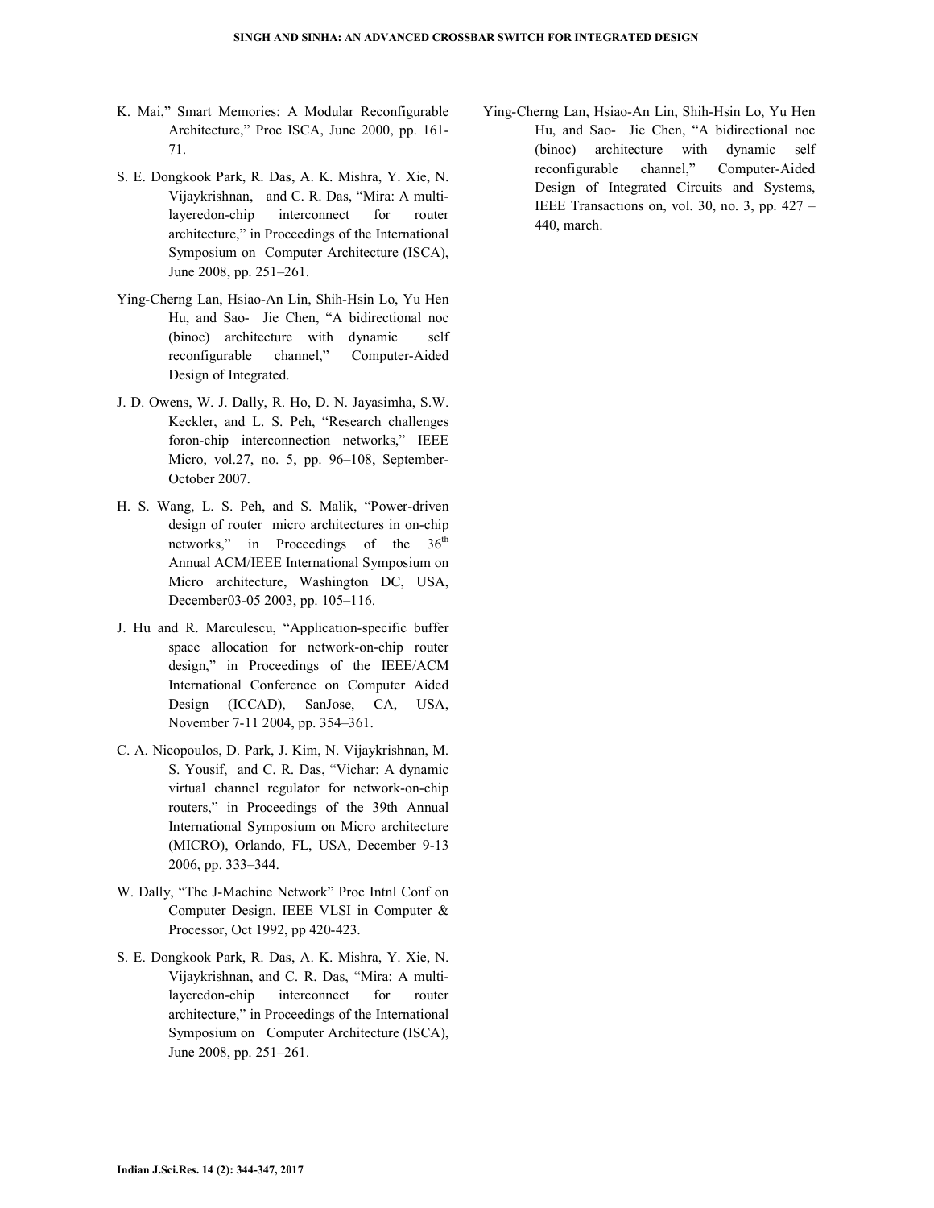K. Mai," Smart Memories: A Modular Reconfigurable Architecture," Proc ISCA, June 2000, pp. 161-71.

S. E. Dongkook Park, R. Das, A. K. Mishra, Y. Xie, N. Vijaykrishnan, and C. R. Das, "Mira: A multi-layeredon-chip interconnect for router architecture," in Proceedings of the International Symposium on Computer Architecture (ISCA), June 2008, pp. 251–261.

Ying-Cherng Lan, Hsiao-An Lin, Shih-Hsin Lo, Yu Hen Hu, and Sao- Jie Chen, "A bidirectional noc (binoc) architecture with dynamic self reconfigurable channel," Computer-Aided Design of Integrated.

J. D. Owens, W. J. Dally, R. Ho, D. N. Jayasimha, S.W. Keckler, and L. S. Peh, "Research challenges foron-chip interconnection networks," IEEE Micro, vol.27, no. 5, pp. 96–108, September-October 2007.

H. S. Wang, L. S. Peh, and S. Malik, "Power-driven design of router micro architectures in on-chip networks," in Proceedings of the 36th Annual ACM/IEEE International Symposium on Micro architecture, Washington DC, USA, December03-05 2003, pp. 105–116.

J. Hu and R. Marculescu, "Application-specific buffer space allocation for network-on-chip router design," in Proceedings of the IEEE/ACM International Conference on Computer Aided Design (ICCAD), SanJose, CA, USA, November 7-11 2004, pp. 354–361.

C. A. Nicopoulos, D. Park, J. Kim, N. Vijaykrishnan, M. S. Yousif, and C. R. Das, "Vichar: A dynamic virtual channel regulator for network-on-chip routers," in Proceedings of the 39th Annual International Symposium on Micro architecture (MICRO), Orlando, FL, USA, December 9-13 2006, pp. 333–344.

W. Dally, "The J-Machine Network" Proc Intnl Conf on Computer Design. IEEE VLSI in Computer & Processor, Oct 1992, pp 420-423.

S. E. Dongkook Park, R. Das, A. K. Mishra, Y. Xie, N. Vijaykrishnan, and C. R. Das, "Mira: A multi-layeredon-chip interconnect for router architecture," in Proceedings of the International Symposium on Computer Architecture (ISCA), June 2008, pp. 251–261.

Ying-Cherng Lan, Hsiao-An Lin, Shih-Hsin Lo, Yu Hen Hu, and Sao- Jie Chen, "A bidirectional noc (binoc) architecture with dynamic self reconfigurable channel," Computer-Aided Design of Integrated Circuits and Systems, IEEE Transactions on, vol. 30, no. 3, pp. 427 – 440, march.